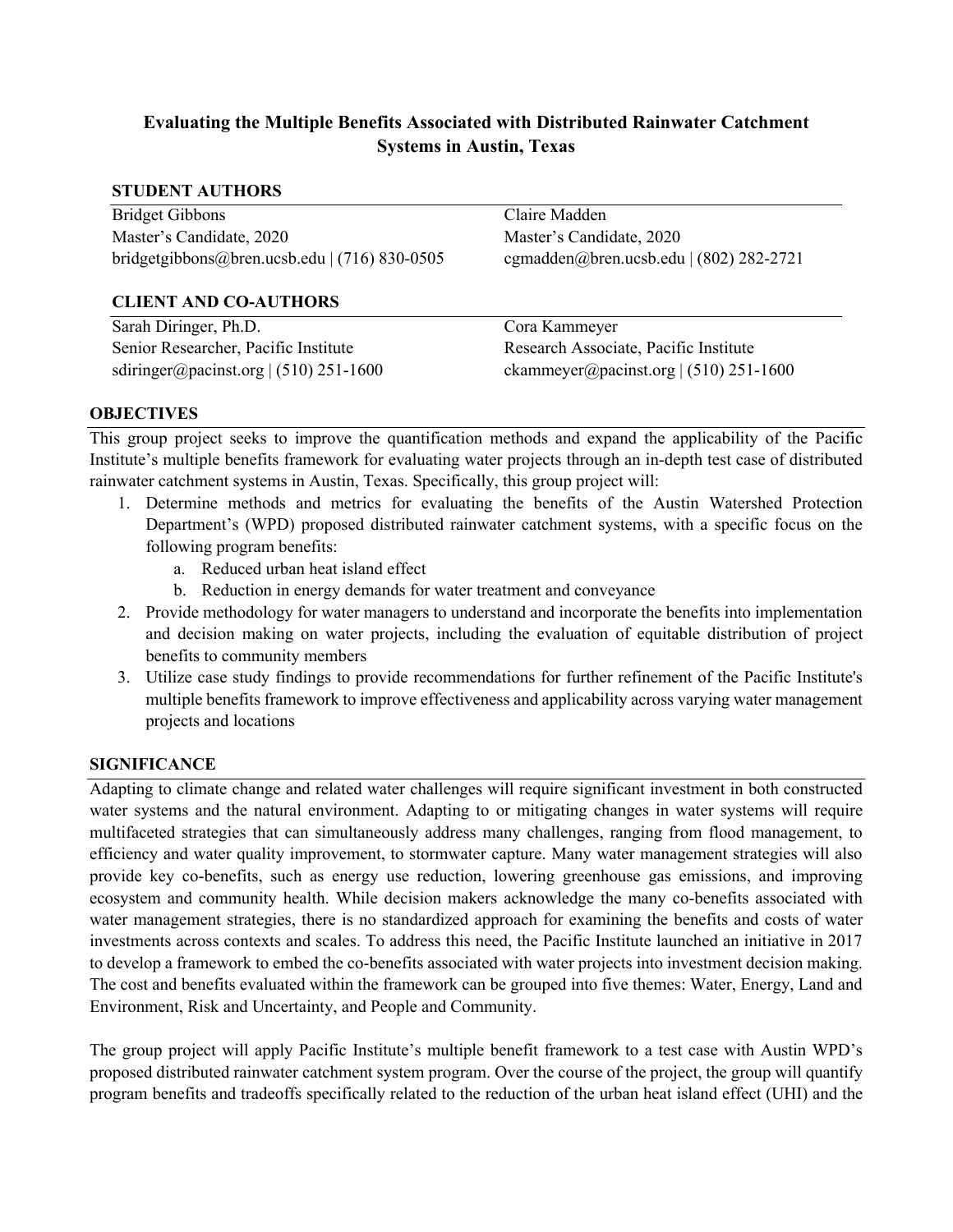# Evaluating the Multiple Benefits Associated with Distributed Rainwater Catchment Systems in Austin, Texas

## STUDENT AUTHORS

Bridget Gibbons
Master's Candidate, 2020
bridgetgibbons@bren.ucsb.edu | (716) 830-0505

Claire Madden
Master's Candidate, 2020
cgmadden@bren.ucsb.edu | (802) 282-2721

## CLIENT AND CO-AUTHORS

Sarah Diringer, Ph.D.
Senior Researcher, Pacific Institute
sdiringer@pacinst.org | (510) 251-1600

Cora Kammeyer
Research Associate, Pacific Institute
ckammeyer@pacinst.org | (510) 251-1600

## OBJECTIVES

This group project seeks to improve the quantification methods and expand the applicability of the Pacific Institute's multiple benefits framework for evaluating water projects through an in-depth test case of distributed rainwater catchment systems in Austin, Texas. Specifically, this group project will:

1. Determine methods and metrics for evaluating the benefits of the Austin Watershed Protection Department's (WPD) proposed distributed rainwater catchment systems, with a specific focus on the following program benefits:
   a. Reduced urban heat island effect
   b. Reduction in energy demands for water treatment and conveyance
2. Provide methodology for water managers to understand and incorporate the benefits into implementation and decision making on water projects, including the evaluation of equitable distribution of project benefits to community members
3. Utilize case study findings to provide recommendations for further refinement of the Pacific Institute's multiple benefits framework to improve effectiveness and applicability across varying water management projects and locations

## SIGNIFICANCE

Adapting to climate change and related water challenges will require significant investment in both constructed water systems and the natural environment. Adapting to or mitigating changes in water systems will require multifaceted strategies that can simultaneously address many challenges, ranging from flood management, to efficiency and water quality improvement, to stormwater capture. Many water management strategies will also provide key co-benefits, such as energy use reduction, lowering greenhouse gas emissions, and improving ecosystem and community health. While decision makers acknowledge the many co-benefits associated with water management strategies, there is no standardized approach for examining the benefits and costs of water investments across contexts and scales. To address this need, the Pacific Institute launched an initiative in 2017 to develop a framework to embed the co-benefits associated with water projects into investment decision making. The cost and benefits evaluated within the framework can be grouped into five themes: Water, Energy, Land and Environment, Risk and Uncertainty, and People and Community.

The group project will apply Pacific Institute's multiple benefit framework to a test case with Austin WPD's proposed distributed rainwater catchment system program. Over the course of the project, the group will quantify program benefits and tradeoffs specifically related to the reduction of the urban heat island effect (UHI) and the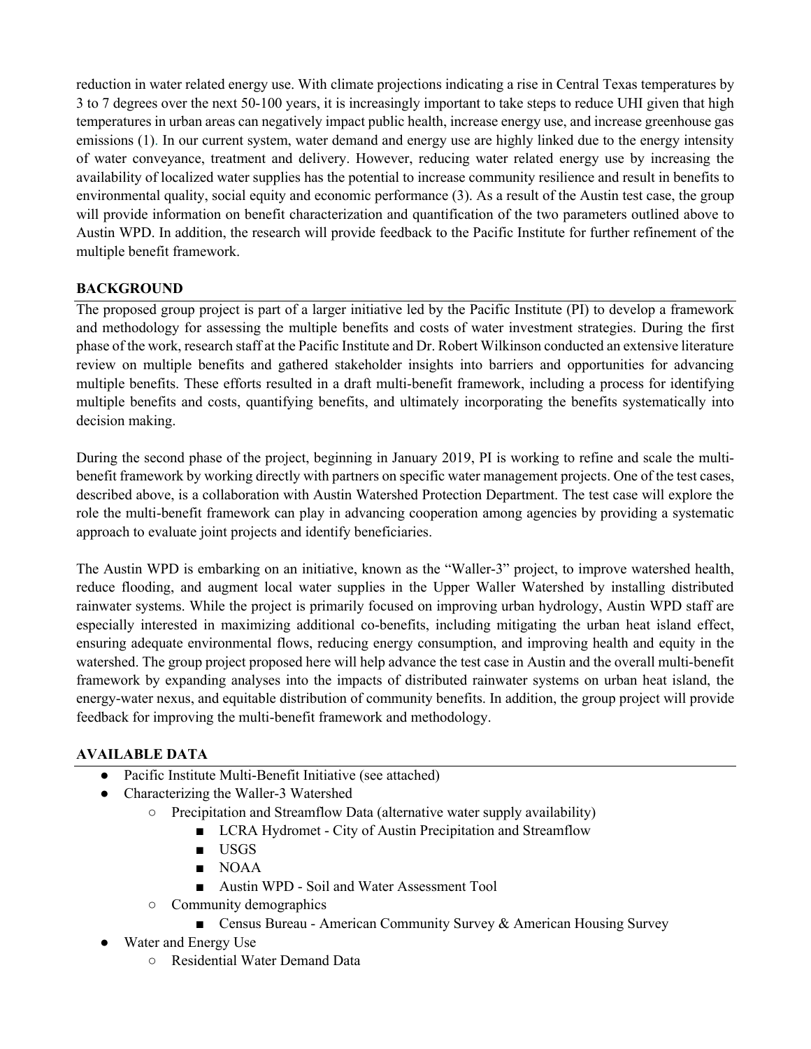reduction in water related energy use. With climate projections indicating a rise in Central Texas temperatures by 3 to 7 degrees over the next 50-100 years, it is increasingly important to take steps to reduce UHI given that high temperatures in urban areas can negatively impact public health, increase energy use, and increase greenhouse gas emissions (1). In our current system, water demand and energy use are highly linked due to the energy intensity of water conveyance, treatment and delivery. However, reducing water related energy use by increasing the availability of localized water supplies has the potential to increase community resilience and result in benefits to environmental quality, social equity and economic performance (3). As a result of the Austin test case, the group will provide information on benefit characterization and quantification of the two parameters outlined above to Austin WPD. In addition, the research will provide feedback to the Pacific Institute for further refinement of the multiple benefit framework.

## BACKGROUND

The proposed group project is part of a larger initiative led by the Pacific Institute (PI) to develop a framework and methodology for assessing the multiple benefits and costs of water investment strategies. During the first phase of the work, research staff at the Pacific Institute and Dr. Robert Wilkinson conducted an extensive literature review on multiple benefits and gathered stakeholder insights into barriers and opportunities for advancing multiple benefits. These efforts resulted in a draft multi-benefit framework, including a process for identifying multiple benefits and costs, quantifying benefits, and ultimately incorporating the benefits systematically into decision making.

During the second phase of the project, beginning in January 2019, PI is working to refine and scale the multi-benefit framework by working directly with partners on specific water management projects. One of the test cases, described above, is a collaboration with Austin Watershed Protection Department. The test case will explore the role the multi-benefit framework can play in advancing cooperation among agencies by providing a systematic approach to evaluate joint projects and identify beneficiaries.

The Austin WPD is embarking on an initiative, known as the "Waller-3" project, to improve watershed health, reduce flooding, and augment local water supplies in the Upper Waller Watershed by installing distributed rainwater systems. While the project is primarily focused on improving urban hydrology, Austin WPD staff are especially interested in maximizing additional co-benefits, including mitigating the urban heat island effect, ensuring adequate environmental flows, reducing energy consumption, and improving health and equity in the watershed. The group project proposed here will help advance the test case in Austin and the overall multi-benefit framework by expanding analyses into the impacts of distributed rainwater systems on urban heat island, the energy-water nexus, and equitable distribution of community benefits. In addition, the group project will provide feedback for improving the multi-benefit framework and methodology.

## AVAILABLE DATA

- Pacific Institute Multi-Benefit Initiative (see attached)
- Characterizing the Waller-3 Watershed
  - Precipitation and Streamflow Data (alternative water supply availability)
    - LCRA Hydromet - City of Austin Precipitation and Streamflow
    - USGS
    - NOAA
    - Austin WPD - Soil and Water Assessment Tool
  - Community demographics
    - Census Bureau - American Community Survey & American Housing Survey
- Water and Energy Use
  - Residential Water Demand Data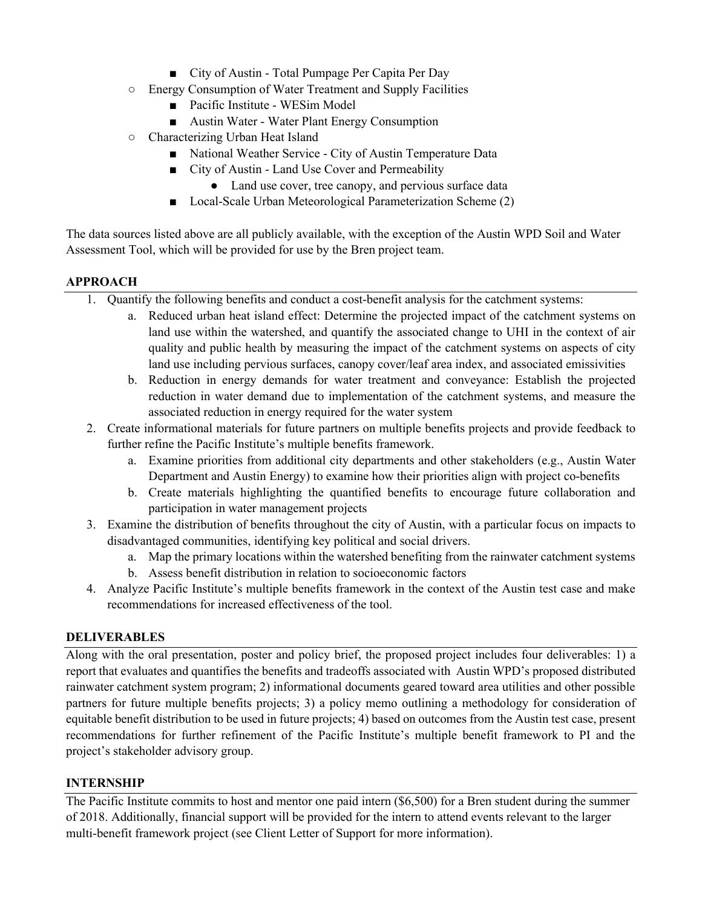- City of Austin - Total Pumpage Per Capita Per Day
    - Energy Consumption of Water Treatment and Supply Facilities
        - Pacific Institute - WESim Model
        - Austin Water - Water Plant Energy Consumption
    - Characterizing Urban Heat Island
        - National Weather Service - City of Austin Temperature Data
        - City of Austin - Land Use Cover and Permeability
            - Land use cover, tree canopy, and pervious surface data
        - Local-Scale Urban Meteorological Parameterization Scheme (2)

The data sources listed above are all publicly available, with the exception of the Austin WPD Soil and Water Assessment Tool, which will be provided for use by the Bren project team.

**APPROACH**

1. Quantify the following benefits and conduct a cost-benefit analysis for the catchment systems:
    a. Reduced urban heat island effect: Determine the projected impact of the catchment systems on land use within the watershed, and quantify the associated change to UHI in the context of air quality and public health by measuring the impact of the catchment systems on aspects of city land use including pervious surfaces, canopy cover/leaf area index, and associated emissivities
    b. Reduction in energy demands for water treatment and conveyance: Establish the projected reduction in water demand due to implementation of the catchment systems, and measure the associated reduction in energy required for the water system
2. Create informational materials for future partners on multiple benefits projects and provide feedback to further refine the Pacific Institute's multiple benefits framework.
    a. Examine priorities from additional city departments and other stakeholders (e.g., Austin Water Department and Austin Energy) to examine how their priorities align with project co-benefits
    b. Create materials highlighting the quantified benefits to encourage future collaboration and participation in water management projects
3. Examine the distribution of benefits throughout the city of Austin, with a particular focus on impacts to disadvantaged communities, identifying key political and social drivers.
    a. Map the primary locations within the watershed benefiting from the rainwater catchment systems
    b. Assess benefit distribution in relation to socioeconomic factors
4. Analyze Pacific Institute's multiple benefits framework in the context of the Austin test case and make recommendations for increased effectiveness of the tool.

**DELIVERABLES**

Along with the oral presentation, poster and policy brief, the proposed project includes four deliverables: 1) a report that evaluates and quantifies the benefits and tradeoffs associated with Austin WPD's proposed distributed rainwater catchment system program; 2) informational documents geared toward area utilities and other possible partners for future multiple benefits projects; 3) a policy memo outlining a methodology for consideration of equitable benefit distribution to be used in future projects; 4) based on outcomes from the Austin test case, present recommendations for further refinement of the Pacific Institute's multiple benefit framework to PI and the project's stakeholder advisory group.

**INTERNSHIP**

The Pacific Institute commits to host and mentor one paid intern ($6,500) for a Bren student during the summer of 2018. Additionally, financial support will be provided for the intern to attend events relevant to the larger multi-benefit framework project (see Client Letter of Support for more information).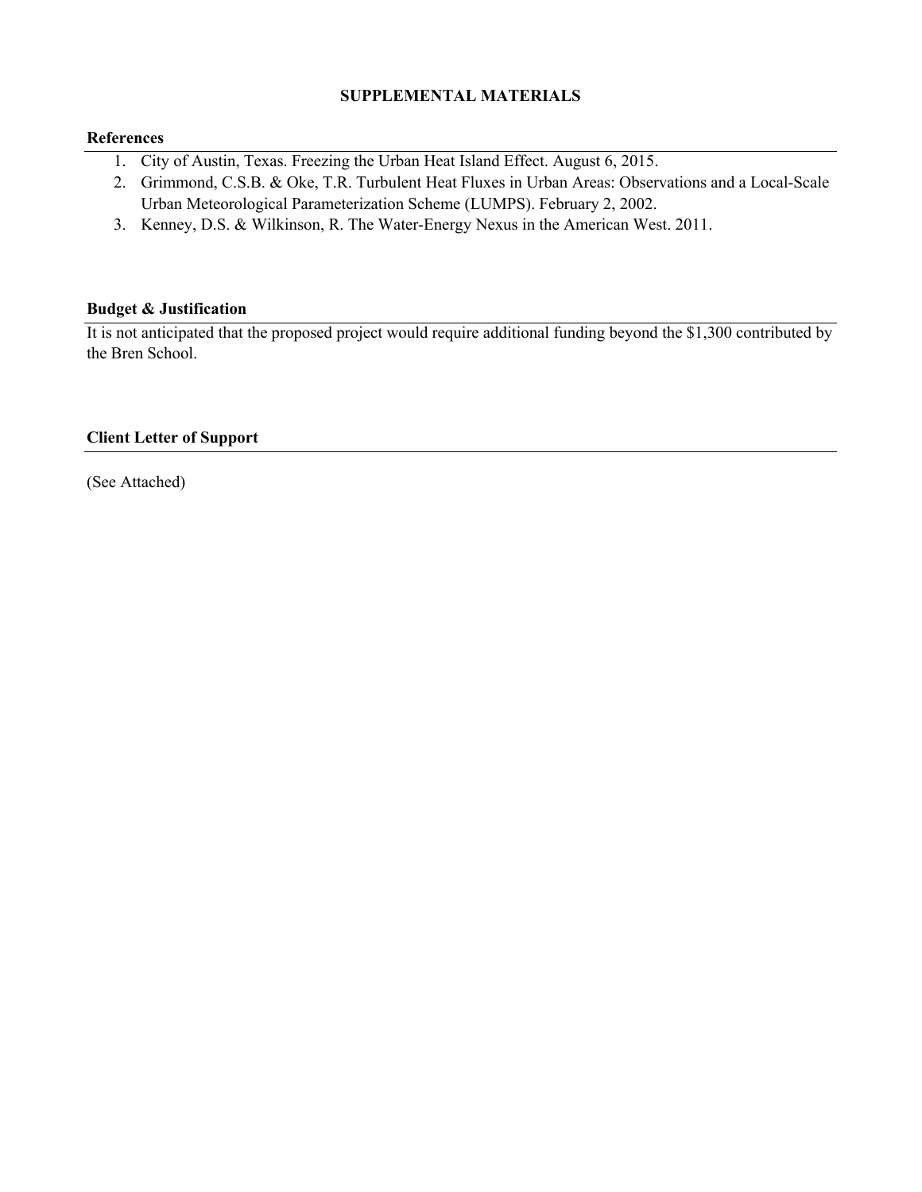# SUPPLEMENTAL MATERIALS

## References

1. City of Austin, Texas. Freezing the Urban Heat Island Effect. August 6, 2015.
2. Grimmond, C.S.B. & Oke, T.R. Turbulent Heat Fluxes in Urban Areas: Observations and a Local-Scale Urban Meteorological Parameterization Scheme (LUMPS). February 2, 2002.
3. Kenney, D.S. & Wilkinson, R. The Water-Energy Nexus in the American West. 2011.

## Budget & Justification

It is not anticipated that the proposed project would require additional funding beyond the $1,300 contributed by the Bren School.

## Client Letter of Support

(See Attached)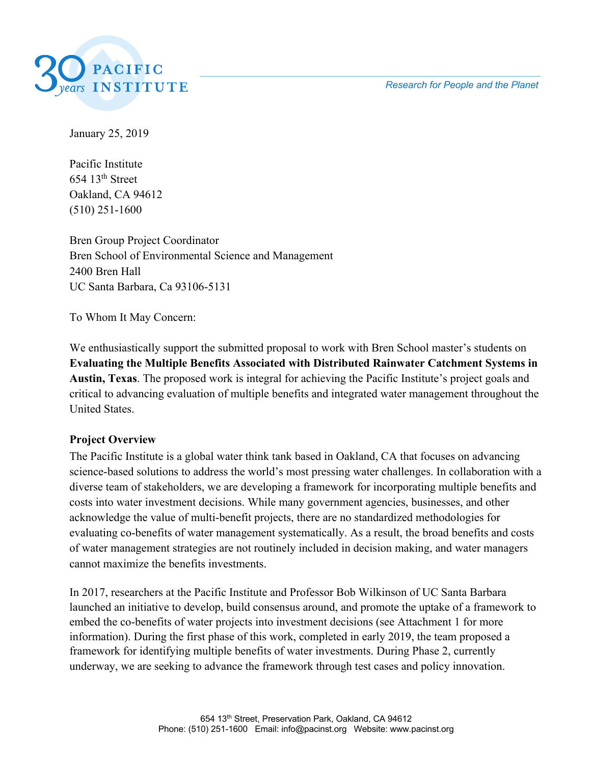January 25, 2019

Pacific Institute
654 13th Street
Oakland, CA 94612
(510) 251-1600

Bren Group Project Coordinator
Bren School of Environmental Science and Management
2400 Bren Hall
UC Santa Barbara, Ca 93106-5131

To Whom It May Concern:

We enthusiastically support the submitted proposal to work with Bren School master's students on **Evaluating the Multiple Benefits Associated with Distributed Rainwater Catchment Systems in Austin, Texas**. The proposed work is integral for achieving the Pacific Institute's project goals and critical to advancing evaluation of multiple benefits and integrated water management throughout the United States.

**Project Overview**

The Pacific Institute is a global water think tank based in Oakland, CA that focuses on advancing science-based solutions to address the world's most pressing water challenges. In collaboration with a diverse team of stakeholders, we are developing a framework for incorporating multiple benefits and costs into water investment decisions. While many government agencies, businesses, and other acknowledge the value of multi-benefit projects, there are no standardized methodologies for evaluating co-benefits of water management systematically. As a result, the broad benefits and costs of water management strategies are not routinely included in decision making, and water managers cannot maximize the benefits investments.

In 2017, researchers at the Pacific Institute and Professor Bob Wilkinson of UC Santa Barbara launched an initiative to develop, build consensus around, and promote the uptake of a framework to embed the co-benefits of water projects into investment decisions (see Attachment 1 for more information). During the first phase of this work, completed in early 2019, the team proposed a framework for identifying multiple benefits of water investments. During Phase 2, currently underway, we are seeking to advance the framework through test cases and policy innovation.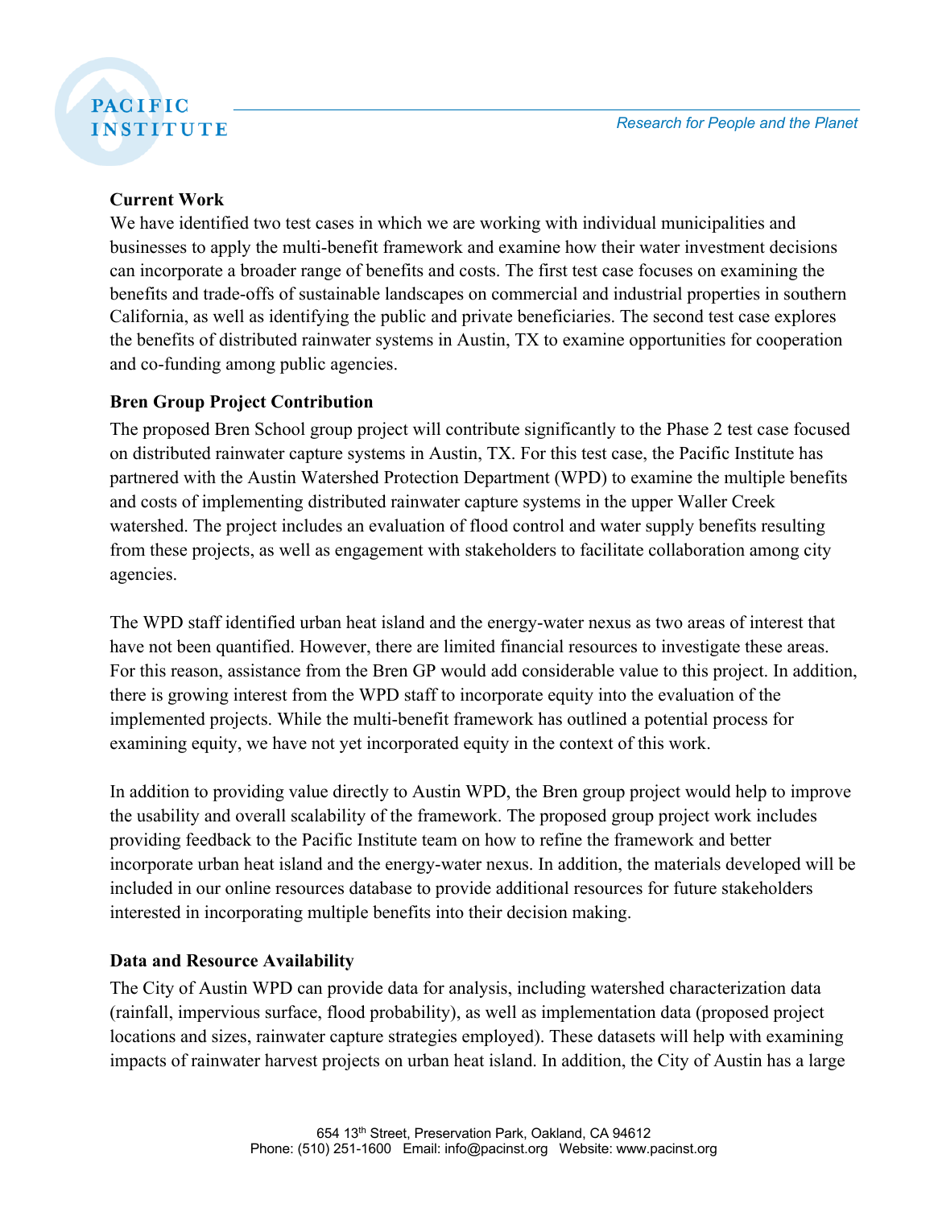**Current Work**

We have identified two test cases in which we are working with individual municipalities and businesses to apply the multi-benefit framework and examine how their water investment decisions can incorporate a broader range of benefits and costs. The first test case focuses on examining the benefits and trade-offs of sustainable landscapes on commercial and industrial properties in southern California, as well as identifying the public and private beneficiaries. The second test case explores the benefits of distributed rainwater systems in Austin, TX to examine opportunities for cooperation and co-funding among public agencies.

**Bren Group Project Contribution**

The proposed Bren School group project will contribute significantly to the Phase 2 test case focused on distributed rainwater capture systems in Austin, TX. For this test case, the Pacific Institute has partnered with the Austin Watershed Protection Department (WPD) to examine the multiple benefits and costs of implementing distributed rainwater capture systems in the upper Waller Creek watershed. The project includes an evaluation of flood control and water supply benefits resulting from these projects, as well as engagement with stakeholders to facilitate collaboration among city agencies.

The WPD staff identified urban heat island and the energy-water nexus as two areas of interest that have not been quantified. However, there are limited financial resources to investigate these areas. For this reason, assistance from the Bren GP would add considerable value to this project. In addition, there is growing interest from the WPD staff to incorporate equity into the evaluation of the implemented projects. While the multi-benefit framework has outlined a potential process for examining equity, we have not yet incorporated equity in the context of this work.

In addition to providing value directly to Austin WPD, the Bren group project would help to improve the usability and overall scalability of the framework. The proposed group project work includes providing feedback to the Pacific Institute team on how to refine the framework and better incorporate urban heat island and the energy-water nexus. In addition, the materials developed will be included in our online resources database to provide additional resources for future stakeholders interested in incorporating multiple benefits into their decision making.

**Data and Resource Availability**

The City of Austin WPD can provide data for analysis, including watershed characterization data (rainfall, impervious surface, flood probability), as well as implementation data (proposed project locations and sizes, rainwater capture strategies employed). These datasets will help with examining impacts of rainwater harvest projects on urban heat island. In addition, the City of Austin has a large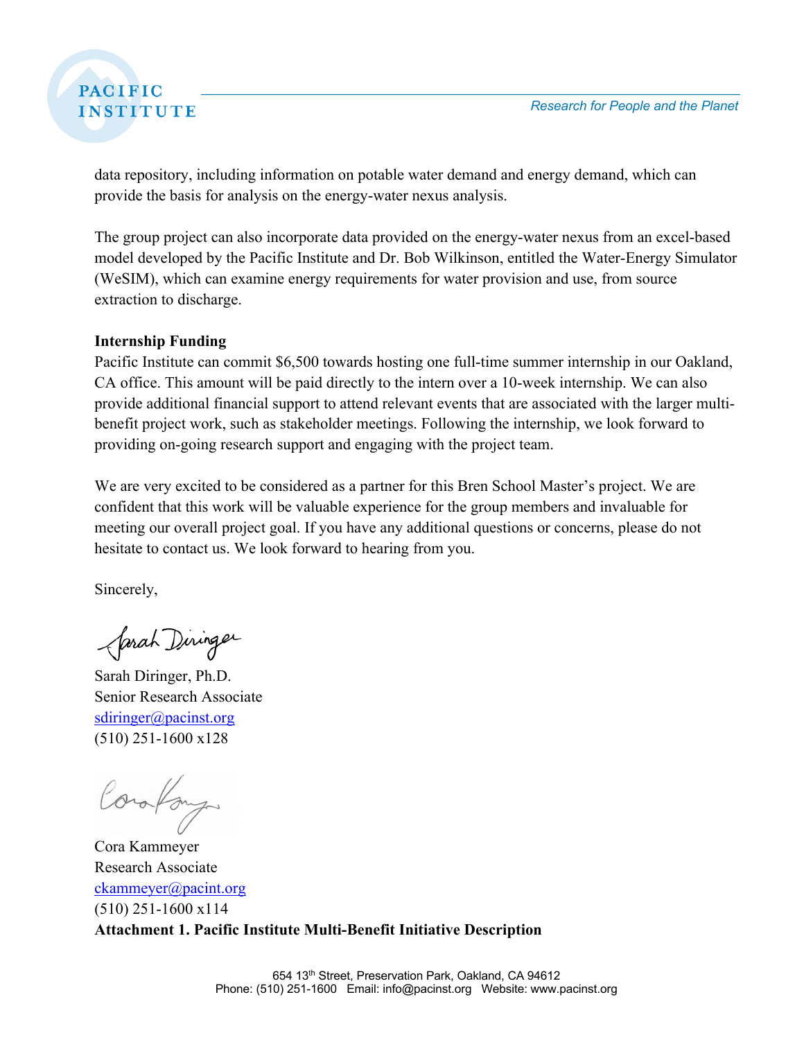data repository, including information on potable water demand and energy demand, which can provide the basis for analysis on the energy-water nexus analysis.

The group project can also incorporate data provided on the energy-water nexus from an excel-based model developed by the Pacific Institute and Dr. Bob Wilkinson, entitled the Water-Energy Simulator (WeSIM), which can examine energy requirements for water provision and use, from source extraction to discharge.

**Internship Funding**

Pacific Institute can commit $6,500 towards hosting one full-time summer internship in our Oakland, CA office. This amount will be paid directly to the intern over a 10-week internship. We can also provide additional financial support to attend relevant events that are associated with the larger multi-benefit project work, such as stakeholder meetings. Following the internship, we look forward to providing on-going research support and engaging with the project team.

We are very excited to be considered as a partner for this Bren School Master's project. We are confident that this work will be valuable experience for the group members and invaluable for meeting our overall project goal. If you have any additional questions or concerns, please do not hesitate to contact us. We look forward to hearing from you.

Sincerely,

Sarah Diringer, Ph.D.
Senior Research Associate
sdiringer@pacinst.org
(510) 251-1600 x128

Cora Kammeyer
Research Associate
ckammeyer@pacint.org
(510) 251-1600 x114

**Attachment 1. Pacific Institute Multi-Benefit Initiative Description**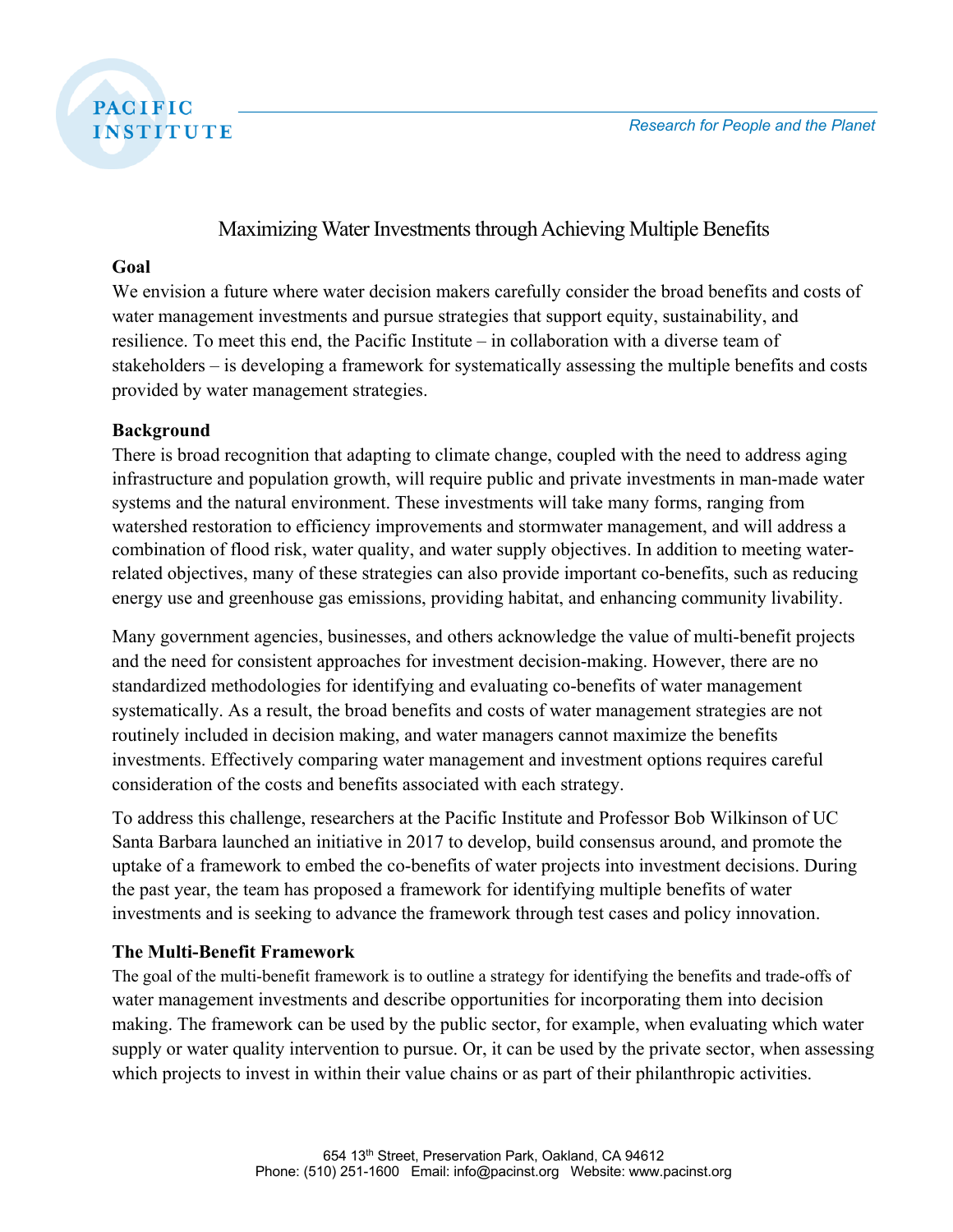# Maximizing Water Investments through Achieving Multiple Benefits

## Goal

We envision a future where water decision makers carefully consider the broad benefits and costs of water management investments and pursue strategies that support equity, sustainability, and resilience. To meet this end, the Pacific Institute – in collaboration with a diverse team of stakeholders – is developing a framework for systematically assessing the multiple benefits and costs provided by water management strategies.

## Background

There is broad recognition that adapting to climate change, coupled with the need to address aging infrastructure and population growth, will require public and private investments in man-made water systems and the natural environment. These investments will take many forms, ranging from watershed restoration to efficiency improvements and stormwater management, and will address a combination of flood risk, water quality, and water supply objectives. In addition to meeting water-related objectives, many of these strategies can also provide important co-benefits, such as reducing energy use and greenhouse gas emissions, providing habitat, and enhancing community livability.

Many government agencies, businesses, and others acknowledge the value of multi-benefit projects and the need for consistent approaches for investment decision-making. However, there are no standardized methodologies for identifying and evaluating co-benefits of water management systematically. As a result, the broad benefits and costs of water management strategies are not routinely included in decision making, and water managers cannot maximize the benefits investments. Effectively comparing water management and investment options requires careful consideration of the costs and benefits associated with each strategy.

To address this challenge, researchers at the Pacific Institute and Professor Bob Wilkinson of UC Santa Barbara launched an initiative in 2017 to develop, build consensus around, and promote the uptake of a framework to embed the co-benefits of water projects into investment decisions. During the past year, the team has proposed a framework for identifying multiple benefits of water investments and is seeking to advance the framework through test cases and policy innovation.

## The Multi-Benefit Framework

The goal of the multi-benefit framework is to outline a strategy for identifying the benefits and trade-offs of water management investments and describe opportunities for incorporating them into decision making. The framework can be used by the public sector, for example, when evaluating which water supply or water quality intervention to pursue. Or, it can be used by the private sector, when assessing which projects to invest in within their value chains or as part of their philanthropic activities.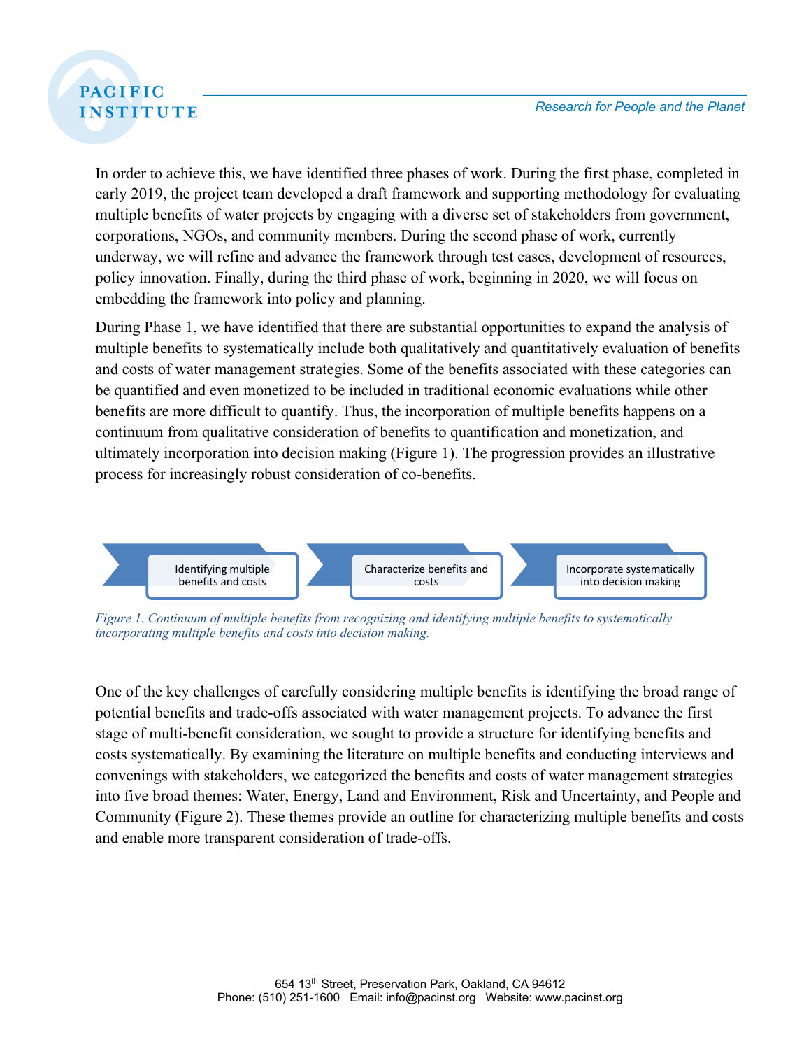In order to achieve this, we have identified three phases of work. During the first phase, completed in early 2019, the project team developed a draft framework and supporting methodology for evaluating multiple benefits of water projects by engaging with a diverse set of stakeholders from government, corporations, NGOs, and community members. During the second phase of work, currently underway, we will refine and advance the framework through test cases, development of resources, policy innovation. Finally, during the third phase of work, beginning in 2020, we will focus on embedding the framework into policy and planning.

During Phase 1, we have identified that there are substantial opportunities to expand the analysis of multiple benefits to systematically include both qualitatively and quantitatively evaluation of benefits and costs of water management strategies. Some of the benefits associated with these categories can be quantified and even monetized to be included in traditional economic evaluations while other benefits are more difficult to quantify. Thus, the incorporation of multiple benefits happens on a continuum from qualitative consideration of benefits to quantification and monetization, and ultimately incorporation into decision making (Figure 1). The progression provides an illustrative process for increasingly robust consideration of co-benefits.

Identifying multiple benefits and costs → Characterize benefits and costs → Incorporate systematically into decision making

*Figure 1. Continuum of multiple benefits from recognizing and identifying multiple benefits to systematically incorporating multiple benefits and costs into decision making.*

One of the key challenges of carefully considering multiple benefits is identifying the broad range of potential benefits and trade-offs associated with water management projects. To advance the first stage of multi-benefit consideration, we sought to provide a structure for identifying benefits and costs systematically. By examining the literature on multiple benefits and conducting interviews and convenings with stakeholders, we categorized the benefits and costs of water management strategies into five broad themes: Water, Energy, Land and Environment, Risk and Uncertainty, and People and Community (Figure 2). These themes provide an outline for characterizing multiple benefits and costs and enable more transparent consideration of trade-offs.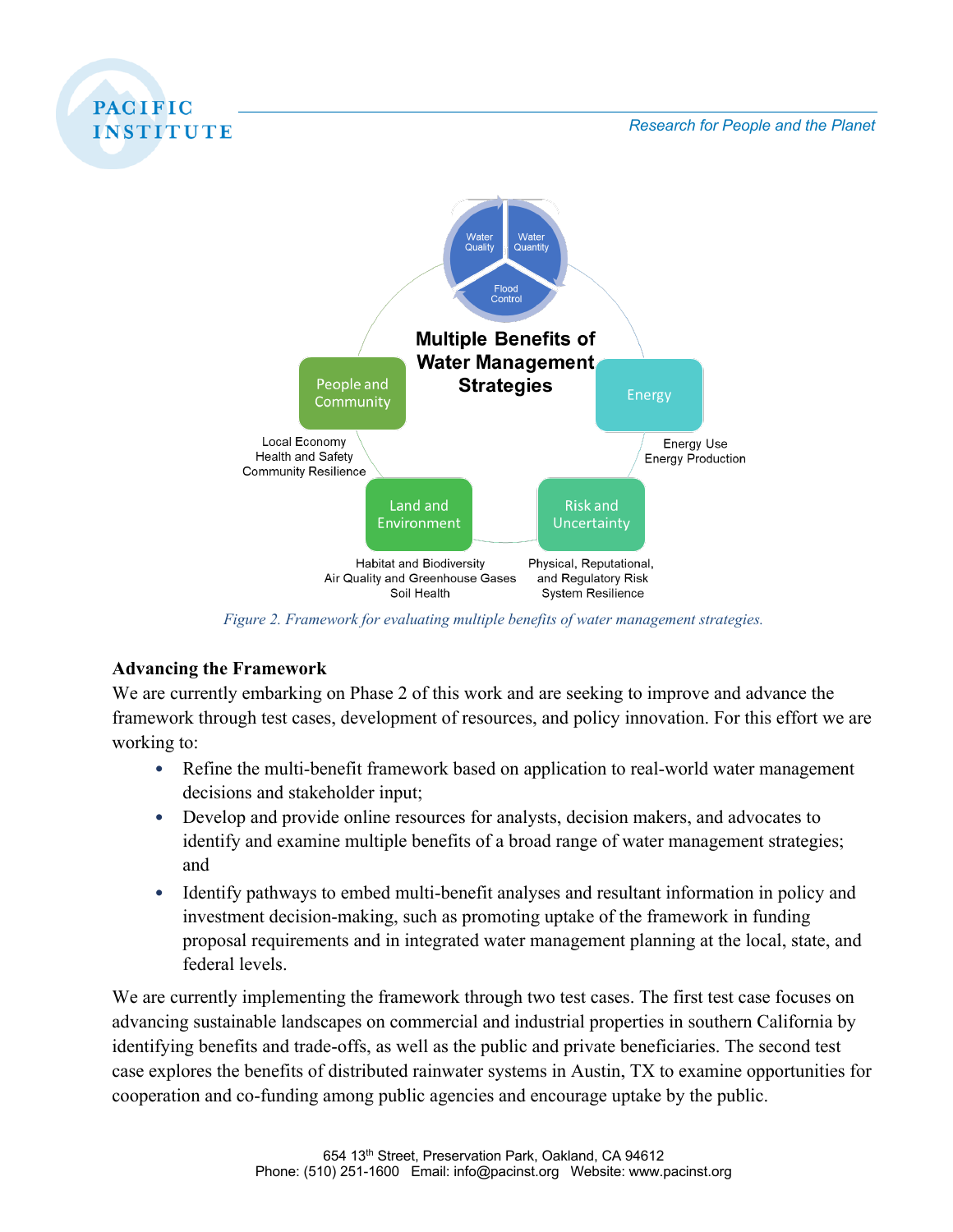Multiple Benefits of Water Management Strategies

Water Quality

Water Quantity

Flood Control

People and Community

Local Economy
Health and Safety
Community Resilience

Energy

Energy Use
Energy Production

Land and Environment

Habitat and Biodiversity
Air Quality and Greenhouse Gases
Soil Health

Risk and Uncertainty

Physical, Reputational, and Regulatory Risk
System Resilience

*Figure 2. Framework for evaluating multiple benefits of water management strategies.*

**Advancing the Framework**

We are currently embarking on Phase 2 of this work and are seeking to improve and advance the framework through test cases, development of resources, and policy innovation. For this effort we are working to:

- Refine the multi-benefit framework based on application to real-world water management decisions and stakeholder input;
- Develop and provide online resources for analysts, decision makers, and advocates to identify and examine multiple benefits of a broad range of water management strategies; and
- Identify pathways to embed multi-benefit analyses and resultant information in policy and investment decision-making, such as promoting uptake of the framework in funding proposal requirements and in integrated water management planning at the local, state, and federal levels.

We are currently implementing the framework through two test cases. The first test case focuses on advancing sustainable landscapes on commercial and industrial properties in southern California by identifying benefits and trade-offs, as well as the public and private beneficiaries. The second test case explores the benefits of distributed rainwater systems in Austin, TX to examine opportunities for cooperation and co-funding among public agencies and encourage uptake by the public.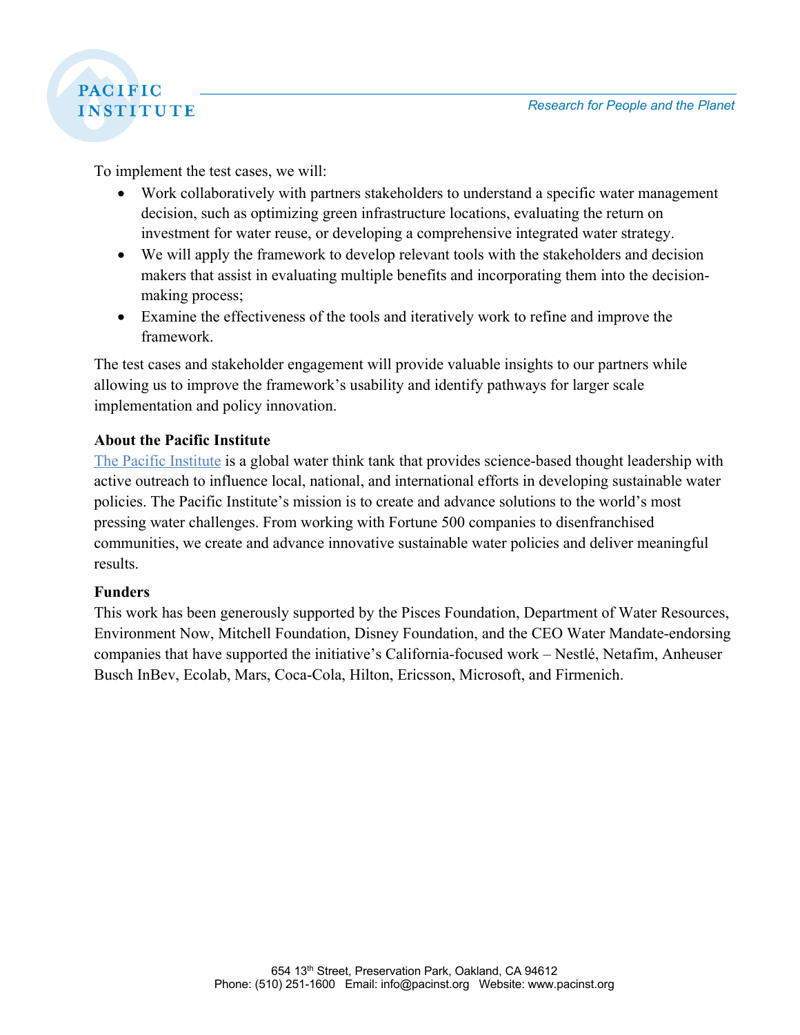To implement the test cases, we will:

- Work collaboratively with partners stakeholders to understand a specific water management decision, such as optimizing green infrastructure locations, evaluating the return on investment for water reuse, or developing a comprehensive integrated water strategy.
- We will apply the framework to develop relevant tools with the stakeholders and decision makers that assist in evaluating multiple benefits and incorporating them into the decision-making process;
- Examine the effectiveness of the tools and iteratively work to refine and improve the framework.

The test cases and stakeholder engagement will provide valuable insights to our partners while allowing us to improve the framework's usability and identify pathways for larger scale implementation and policy innovation.

**About the Pacific Institute**

The Pacific Institute is a global water think tank that provides science-based thought leadership with active outreach to influence local, national, and international efforts in developing sustainable water policies. The Pacific Institute's mission is to create and advance solutions to the world's most pressing water challenges. From working with Fortune 500 companies to disenfranchised communities, we create and advance innovative sustainable water policies and deliver meaningful results.

**Funders**

This work has been generously supported by the Pisces Foundation, Department of Water Resources, Environment Now, Mitchell Foundation, Disney Foundation, and the CEO Water Mandate-endorsing companies that have supported the initiative's California-focused work – Nestlé, Netafim, Anheuser Busch InBev, Ecolab, Mars, Coca-Cola, Hilton, Ericsson, Microsoft, and Firmenich.